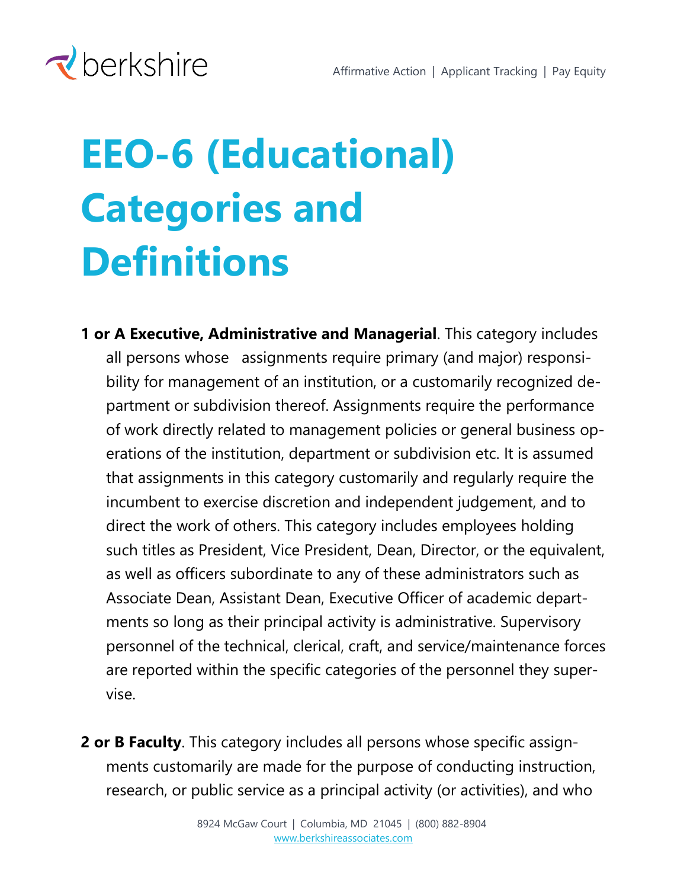# EEO-6 (Educational) Categories and Definitions

**1 or A Executive, Administrative and Managerial**. This category includes all persons whose assignments require primary (and major) responsibility for management of an institution, or a customarily recognized department or subdivision thereof. Assignments require the performance of work directly related to management policies or general business operations of the institution, department or subdivision etc. It is assumed that assignments in this category customarily and regularly require the incumbent to exercise discretion and independent judgement, and to direct the work of others. This category includes employees holding such titles as President, Vice President, Dean, Director, or the equivalent, as well as officers subordinate to any of these administrators such as Associate Dean, Assistant Dean, Executive Officer of academic departments so long as their principal activity is administrative. Supervisory personnel of the technical, clerical, craft, and service/maintenance forces are reported within the specific categories of the personnel they supervise.

**2 or B Faculty**. This category includes all persons whose specific assignments customarily are made for the purpose of conducting instruction, research, or public service as a principal activity (or activities), and who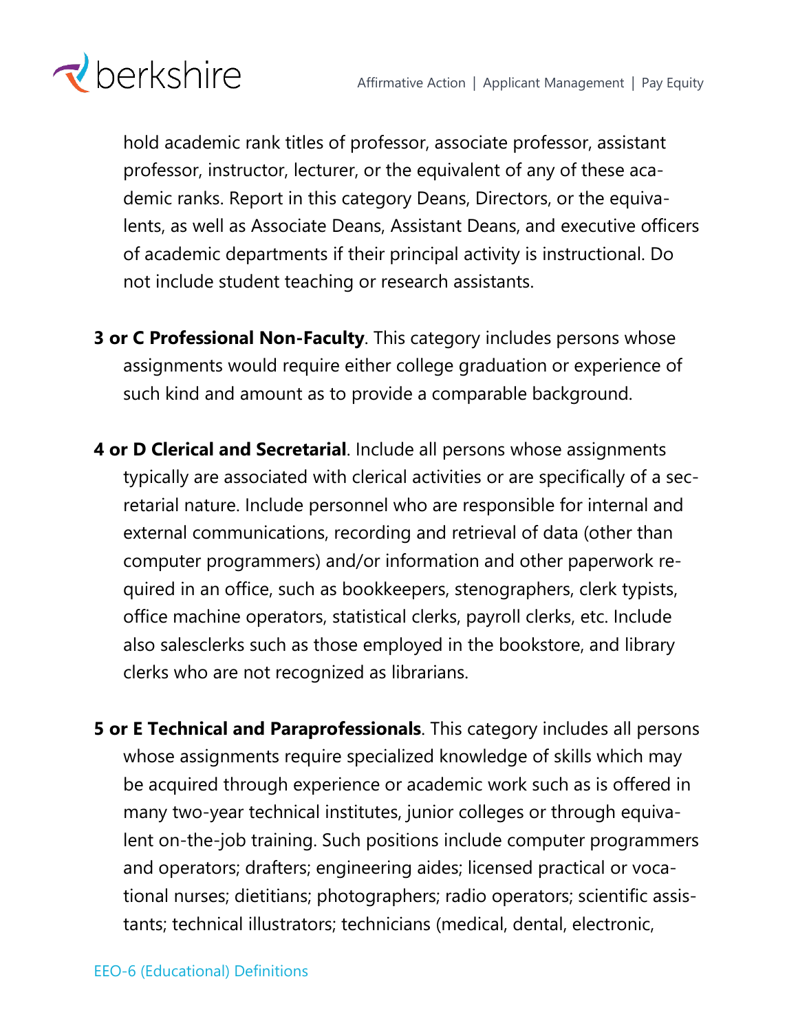hold academic rank titles of professor, associate professor, assistant professor, instructor, lecturer, or the equivalent of any of these academic ranks. Report in this category Deans, Directors, or the equivalents, as well as Associate Deans, Assistant Deans, and executive officers of academic departments if their principal activity is instructional. Do not include student teaching or research assistants.

**3 or C Professional Non-Faculty**. This category includes persons whose assignments would require either college graduation or experience of such kind and amount as to provide a comparable background.

**4 or D Clerical and Secretarial**. Include all persons whose assignments typically are associated with clerical activities or are specifically of a secretarial nature. Include personnel who are responsible for internal and external communications, recording and retrieval of data (other than computer programmers) and/or information and other paperwork required in an office, such as bookkeepers, stenographers, clerk typists, office machine operators, statistical clerks, payroll clerks, etc. Include also salesclerks such as those employed in the bookstore, and library clerks who are not recognized as librarians.

**5 or E Technical and Paraprofessionals**. This category includes all persons whose assignments require specialized knowledge of skills which may be acquired through experience or academic work such as is offered in many two-year technical institutes, junior colleges or through equivalent on-the-job training. Such positions include computer programmers and operators; drafters; engineering aides; licensed practical or vocational nurses; dietitians; photographers; radio operators; scientific assistants; technical illustrators; technicians (medical, dental, electronic,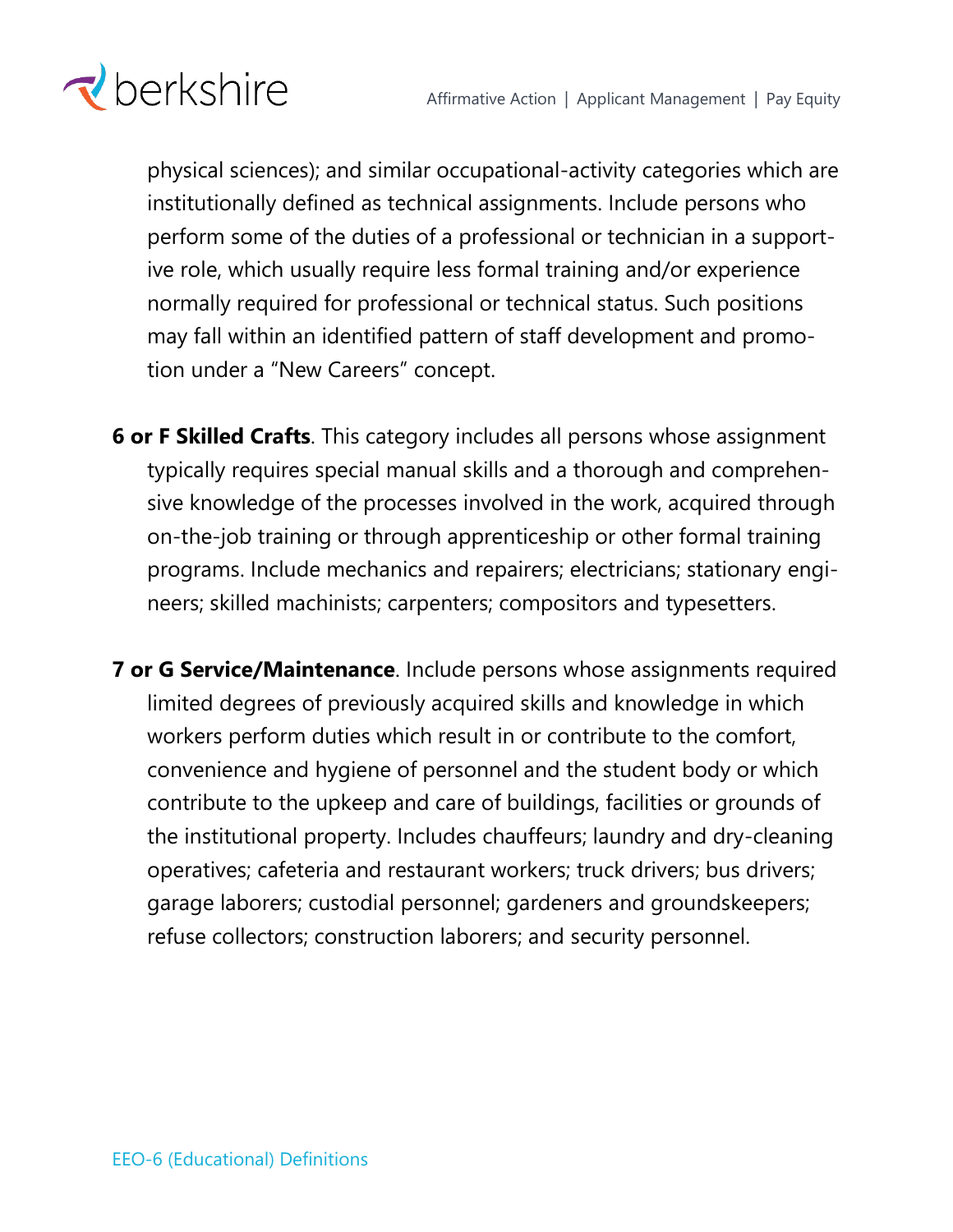physical sciences); and similar occupational-activity categories which are institutionally defined as technical assignments. Include persons who perform some of the duties of a professional or technician in a supportive role, which usually require less formal training and/or experience normally required for professional or technical status. Such positions may fall within an identified pattern of staff development and promotion under a "New Careers" concept.

**6 or F Skilled Crafts**. This category includes all persons whose assignment typically requires special manual skills and a thorough and comprehensive knowledge of the processes involved in the work, acquired through on-the-job training or through apprenticeship or other formal training programs. Include mechanics and repairers; electricians; stationary engineers; skilled machinists; carpenters; compositors and typesetters.

**7 or G Service/Maintenance**. Include persons whose assignments required limited degrees of previously acquired skills and knowledge in which workers perform duties which result in or contribute to the comfort, convenience and hygiene of personnel and the student body or which contribute to the upkeep and care of buildings, facilities or grounds of the institutional property. Includes chauffeurs; laundry and dry-cleaning operatives; cafeteria and restaurant workers; truck drivers; bus drivers; garage laborers; custodial personnel; gardeners and groundskeepers; refuse collectors; construction laborers; and security personnel.